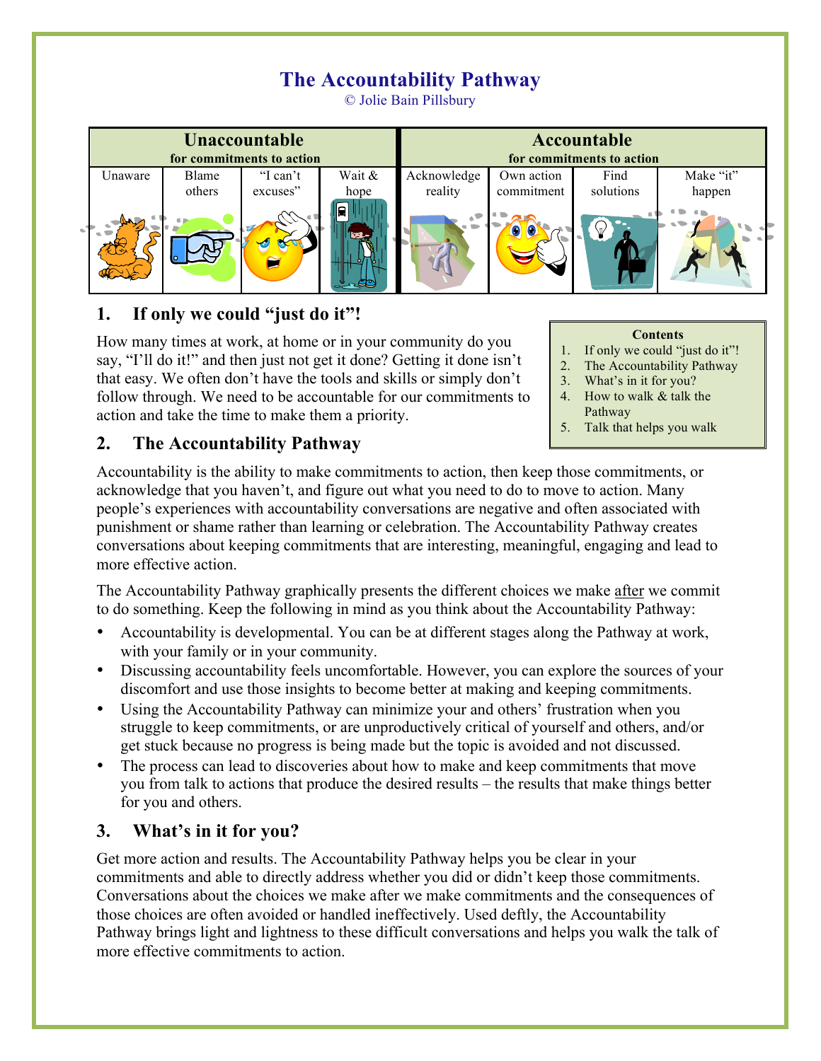# The Accountability Pathway

© Jolie Bain Pillsbury

| Unaccountable for commitments to action | | | | Accountable for commitments to action | | | |
|---|---|---|---|---|---|---|---|
| Unaware | Blame others | "I can't excuses" | Wait & hope | Acknowledge reality | Own action commitment | Find solutions | Make "it" happen |

## 1. If only we could "just do it"!

**Contents**

1. If only we could "just do it"!
2. The Accountability Pathway
3. What's in it for you?
4. How to walk & talk the Pathway
5. Talk that helps you walk

How many times at work, at home or in your community do you say, "I'll do it!" and then just not get it done? Getting it done isn't that easy. We often don't have the tools and skills or simply don't follow through. We need to be accountable for our commitments to action and take the time to make them a priority.

## 2. The Accountability Pathway

Accountability is the ability to make commitments to action, then keep those commitments, or acknowledge that you haven't, and figure out what you need to do to move to action. Many people's experiences with accountability conversations are negative and often associated with punishment or shame rather than learning or celebration. The Accountability Pathway creates conversations about keeping commitments that are interesting, meaningful, engaging and lead to more effective action.

The Accountability Pathway graphically presents the different choices we make after we commit to do something. Keep the following in mind as you think about the Accountability Pathway:

- Accountability is developmental. You can be at different stages along the Pathway at work, with your family or in your community.
- Discussing accountability feels uncomfortable. However, you can explore the sources of your discomfort and use those insights to become better at making and keeping commitments.
- Using the Accountability Pathway can minimize your and others' frustration when you struggle to keep commitments, or are unproductively critical of yourself and others, and/or get stuck because no progress is being made but the topic is avoided and not discussed.
- The process can lead to discoveries about how to make and keep commitments that move you from talk to actions that produce the desired results – the results that make things better for you and others.

## 3. What's in it for you?

Get more action and results. The Accountability Pathway helps you be clear in your commitments and able to directly address whether you did or didn't keep those commitments. Conversations about the choices we make after we make commitments and the consequences of those choices are often avoided or handled ineffectively. Used deftly, the Accountability Pathway brings light and lightness to these difficult conversations and helps you walk the talk of more effective commitments to action.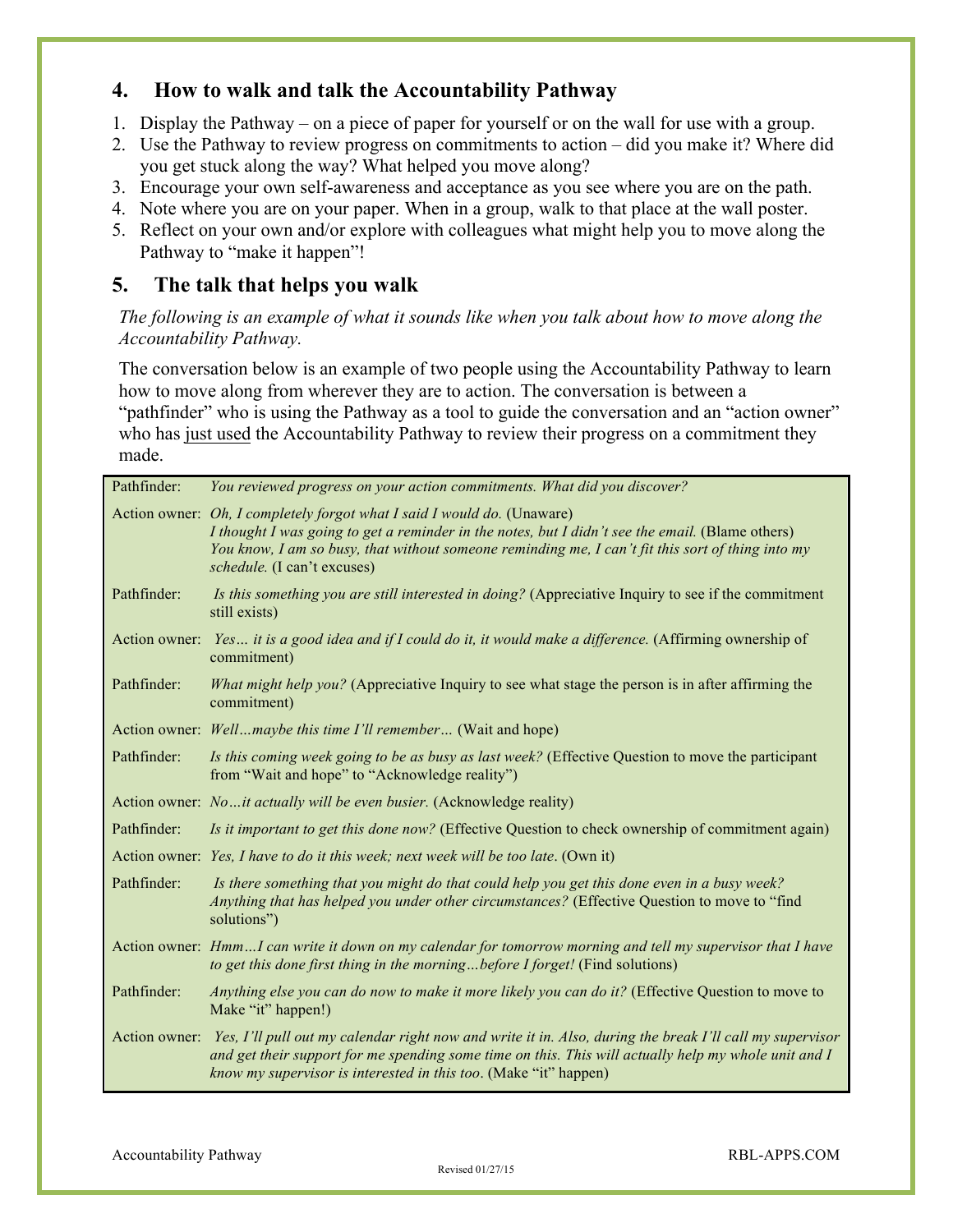## 4. How to walk and talk the Accountability Pathway

1. Display the Pathway – on a piece of paper for yourself or on the wall for use with a group.
2. Use the Pathway to review progress on commitments to action – did you make it? Where did you get stuck along the way? What helped you move along?
3. Encourage your own self-awareness and acceptance as you see where you are on the path.
4. Note where you are on your paper. When in a group, walk to that place at the wall poster.
5. Reflect on your own and/or explore with colleagues what might help you to move along the Pathway to "make it happen"!

## 5. The talk that helps you walk

*The following is an example of what it sounds like when you talk about how to move along the Accountability Pathway.*

The conversation below is an example of two people using the Accountability Pathway to learn how to move along from wherever they are to action. The conversation is between a "pathfinder" who is using the Pathway as a tool to guide the conversation and an "action owner" who has <u>just used</u> the Accountability Pathway to review their progress on a commitment they made.

| | |
|---|---|
| Pathfinder: | *You reviewed progress on your action commitments. What did you discover?* |
| Action owner: | *Oh, I completely forgot what I said I would do.* (Unaware)<br>*I thought I was going to get a reminder in the notes, but I didn't see the email.* (Blame others)<br>*You know, I am so busy, that without someone reminding me, I can't fit this sort of thing into my schedule.* (I can't excuses) |
| Pathfinder: | *Is this something you are still interested in doing?* (Appreciative Inquiry to see if the commitment still exists) |
| Action owner: | *Yes… it is a good idea and if I could do it, it would make a difference.* (Affirming ownership of commitment) |
| Pathfinder: | *What might help you?* (Appreciative Inquiry to see what stage the person is in after affirming the commitment) |
| Action owner: | *Well…maybe this time I'll remember…* (Wait and hope) |
| Pathfinder: | *Is this coming week going to be as busy as last week?* (Effective Question to move the participant from "Wait and hope" to "Acknowledge reality") |
| Action owner: | *No…it actually will be even busier.* (Acknowledge reality) |
| Pathfinder: | *Is it important to get this done now?* (Effective Question to check ownership of commitment again) |
| Action owner: | *Yes, I have to do it this week; next week will be too late*. (Own it) |
| Pathfinder: | *Is there something that you might do that could help you get this done even in a busy week? Anything that has helped you under other circumstances?* (Effective Question to move to "find solutions") |
| Action owner: | *Hmm…I can write it down on my calendar for tomorrow morning and tell my supervisor that I have to get this done first thing in the morning…before I forget!* (Find solutions) |
| Pathfinder: | *Anything else you can do now to make it more likely you can do it?* (Effective Question to move to Make "it" happen!) |
| Action owner: | *Yes, I'll pull out my calendar right now and write it in. Also, during the break I'll call my supervisor and get their support for me spending some time on this. This will actually help my whole unit and I know my supervisor is interested in this too*. (Make "it" happen) |